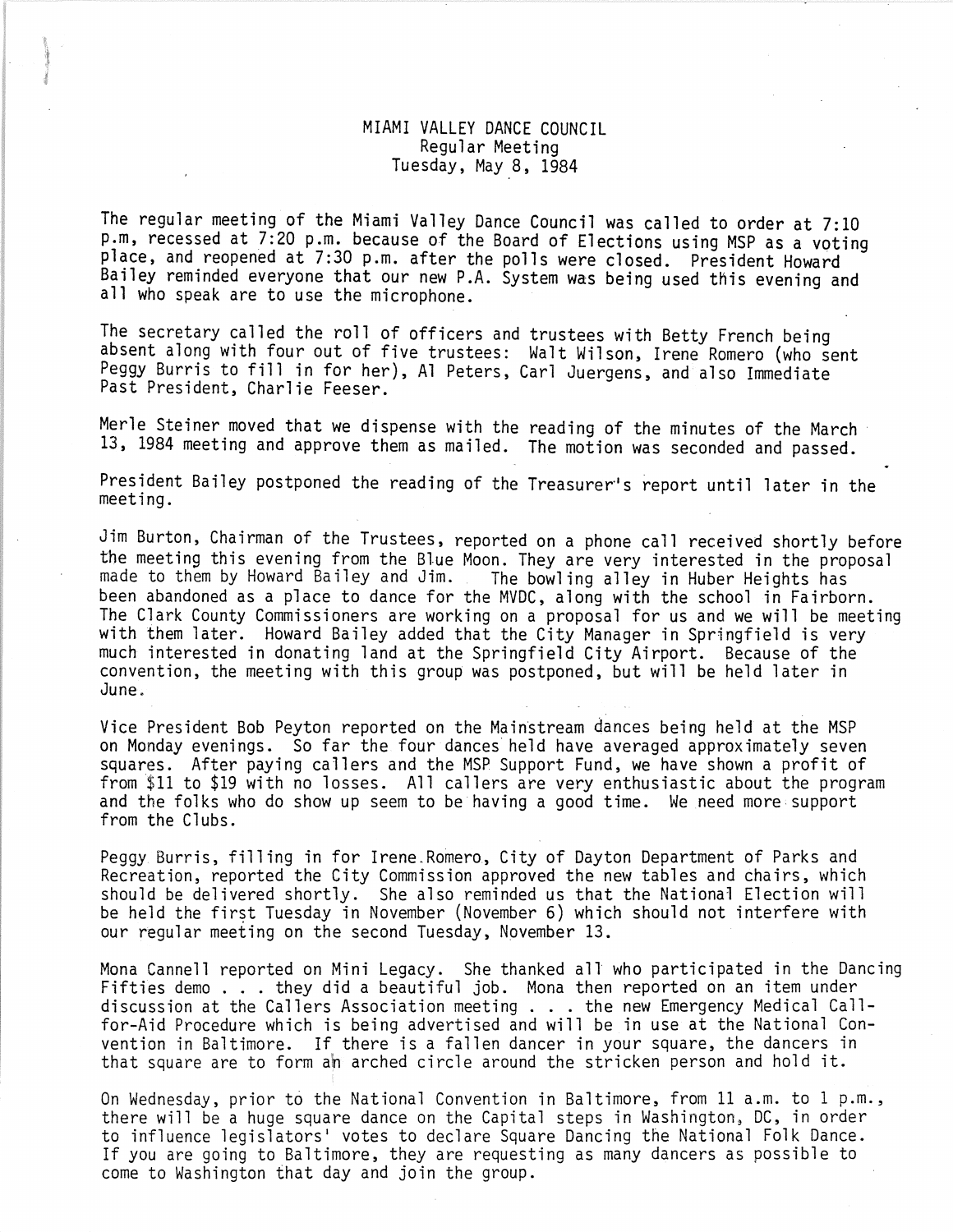# MIAMI VALLEY DANCE COUNCIL
## Regular Meeting
## Tuesday, May 8, 1984

The regular meeting of the Miami Valley Dance Council was called to order at 7:10 p.m, recessed at 7:20 p.m. because of the Board of Elections using MSP as a voting place, and reopened at 7:30 p.m. after the polls were closed. President Howard Bailey reminded everyone that our new P.A. System was being used this evening and all who speak are to use the microphone.

The secretary called the roll of officers and trustees with Betty French being absent along with four out of five trustees: Walt Wilson, Irene Romero (who sent Peggy Burris to fill in for her), Al Peters, Carl Juergens, and also Immediate Past President, Charlie Feeser.

Merle Steiner moved that we dispense with the reading of the minutes of the March 13, 1984 meeting and approve them as mailed. The motion was seconded and passed.

President Bailey postponed the reading of the Treasurer's report until later in the meeting.

Jim Burton, Chairman of the Trustees, reported on a phone call received shortly before the meeting this evening from the Blue Moon. They are very interested in the proposal made to them by Howard Bailey and Jim. The bowling alley in Huber Heights has been abandoned as a place to dance for the MVDC, along with the school in Fairborn. The Clark County Commissioners are working on a proposal for us and we will be meeting with them later. Howard Bailey added that the City Manager in Springfield is very much interested in donating land at the Springfield City Airport. Because of the convention, the meeting with this group was postponed, but will be held later in June.

Vice President Bob Peyton reported on the Mainstream dances being held at the MSP on Monday evenings. So far the four dances held have averaged approximately seven squares. After paying callers and the MSP Support Fund, we have shown a profit of from $11 to $19 with no losses. All callers are very enthusiastic about the program and the folks who do show up seem to be having a good time. We need more support from the Clubs.

Peggy Burris, filling in for Irene Romero, City of Dayton Department of Parks and Recreation, reported the City Commission approved the new tables and chairs, which should be delivered shortly. She also reminded us that the National Election will be held the first Tuesday in November (November 6) which should not interfere with our regular meeting on the second Tuesday, November 13.

Mona Cannell reported on Mini Legacy. She thanked all who participated in the Dancing Fifties demo . . . they did a beautiful job. Mona then reported on an item under discussion at the Callers Association meeting . . . the new Emergency Medical Call-for-Aid Procedure which is being advertised and will be in use at the National Convention in Baltimore. If there is a fallen dancer in your square, the dancers in that square are to form an arched circle around the stricken person and hold it.

On Wednesday, prior to the National Convention in Baltimore, from 11 a.m. to 1 p.m., there will be a huge square dance on the Capital steps in Washington, DC, in order to influence legislators' votes to declare Square Dancing the National Folk Dance. If you are going to Baltimore, they are requesting as many dancers as possible to come to Washington that day and join the group.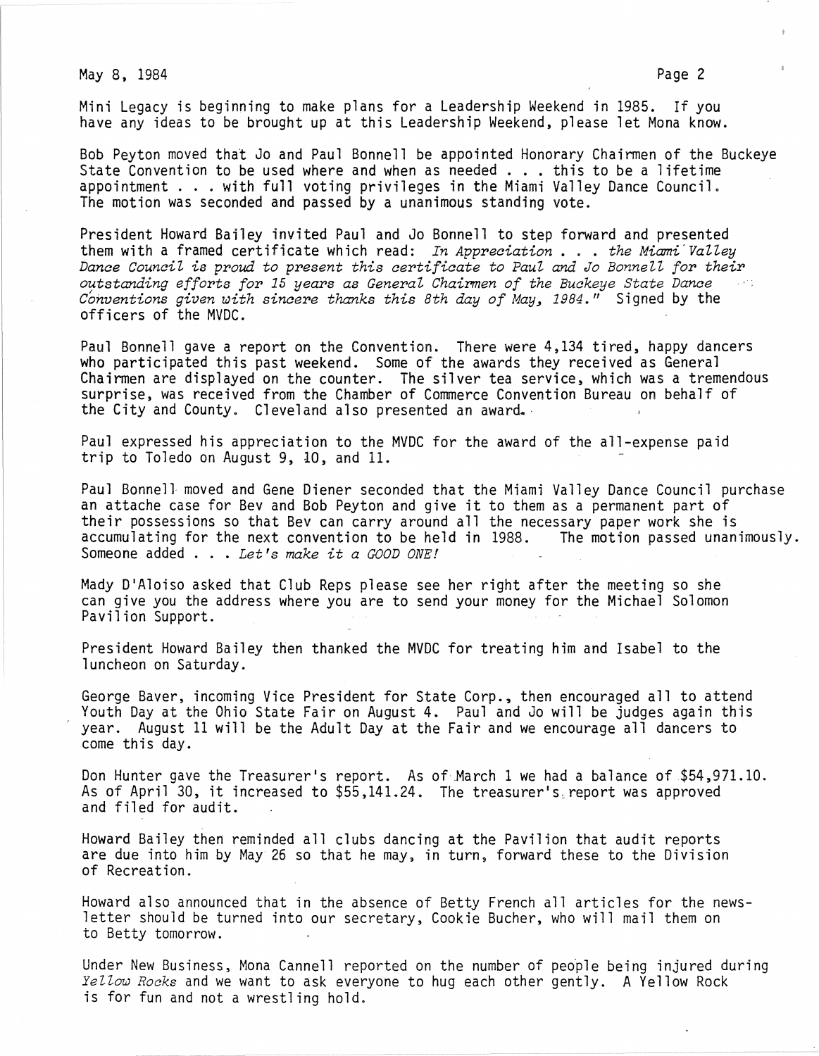Mini Legacy is beginning to make plans for a Leadership Weekend in 1985. If you have any ideas to be brought up at this Leadership Weekend, please let Mona know.

Bob Peyton moved that Jo and Paul Bonnell be appointed Honorary Chairmen of the Buckeye State Convention to be used where and when as needed . . . this to be a lifetime appointment . . . with full voting privileges in the Miami Valley Dance Council. The motion was seconded and passed by a unanimous standing vote.

President Howard Bailey invited Paul and Jo Bonnell to step forward and presented them with a framed certificate which read: *In Appreciation . . . the Miami Valley Dance Council is proud to present this certificate to Paul and Jo Bonnell for their outstanding efforts for 15 years as General Chairmen of the Buckeye State Dance Conventions given with sincere thanks this 8th day of May, 1984."* Signed by the officers of the MVDC.

Paul Bonnell gave a report on the Convention. There were 4,134 tired, happy dancers who participated this past weekend. Some of the awards they received as General Chairmen are displayed on the counter. The silver tea service, which was a tremendous surprise, was received from the Chamber of Commerce Convention Bureau on behalf of the City and County. Cleveland also presented an award.

Paul expressed his appreciation to the MVDC for the award of the all-expense paid trip to Toledo on August 9, 10, and 11.

Paul Bonnell moved and Gene Diener seconded that the Miami Valley Dance Council purchase an attache case for Bev and Bob Peyton and give it to them as a permanent part of their possessions so that Bev can carry around all the necessary paper work she is accumulating for the next convention to be held in 1988. The motion passed unanimously. Someone added . . . *Let's make it a GOOD ONE!*

Mady D'Aloiso asked that Club Reps please see her right after the meeting so she can give you the address where you are to send your money for the Michael Solomon Pavilion Support.

President Howard Bailey then thanked the MVDC for treating him and Isabel to the luncheon on Saturday.

George Baver, incoming Vice President for State Corp., then encouraged all to attend Youth Day at the Ohio State Fair on August 4. Paul and Jo will be judges again this year. August 11 will be the Adult Day at the Fair and we encourage all dancers to come this day.

Don Hunter gave the Treasurer's report. As of March 1 we had a balance of $54,971.10. As of April 30, it increased to $55,141.24. The treasurer's report was approved and filed for audit.

Howard Bailey then reminded all clubs dancing at the Pavilion that audit reports are due into him by May 26 so that he may, in turn, forward these to the Division of Recreation.

Howard also announced that in the absence of Betty French all articles for the newsletter should be turned into our secretary, Cookie Bucher, who will mail them on to Betty tomorrow.

Under New Business, Mona Cannell reported on the number of people being injured during *Yellow Rocks* and we want to ask everyone to hug each other gently. A Yellow Rock is for fun and not a wrestling hold.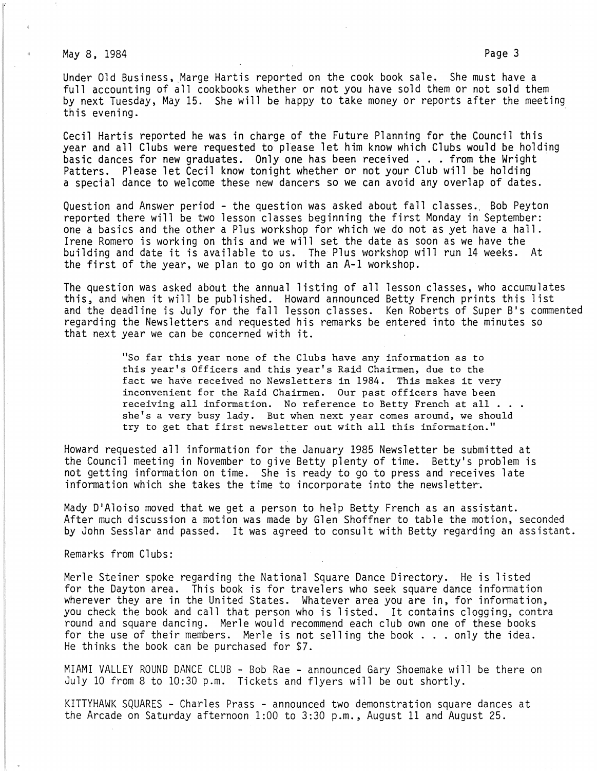Under Old Business, Marge Hartis reported on the cook book sale. She must have a full accounting of all cookbooks whether or not you have sold them or not sold them by next Tuesday, May 15. She will be happy to take money or reports after the meeting this evening.

Cecil Hartis reported he was in charge of the Future Planning for the Council this year and all Clubs were requested to please let him know which Clubs would be holding basic dances for new graduates. Only one has been received . . . from the Wright Patters. Please let Cecil know tonight whether or not your Club will be holding a special dance to welcome these new dancers so we can avoid any overlap of dates.

Question and Answer period - the question was asked about fall classes. Bob Peyton reported there will be two lesson classes beginning the first Monday in September: one a basics and the other a Plus workshop for which we do not as yet have a hall. Irene Romero is working on this and we will set the date as soon as we have the building and date it is available to us. The Plus workshop will run 14 weeks. At the first of the year, we plan to go on with an A-1 workshop.

The question was asked about the annual listing of all lesson classes, who accumulates this, and when it will be published. Howard announced Betty French prints this list and the deadline is July for the fall lesson classes. Ken Roberts of Super B's commented regarding the Newsletters and requested his remarks be entered into the minutes so that next year we can be concerned with it.

> "So far this year none of the Clubs have any information as to this year's Officers and this year's Raid Chairmen, due to the fact we have received no Newsletters in 1984. This makes it very inconvenient for the Raid Chairmen. Our past officers have been receiving all information. No reference to Betty French at all . . . she's a very busy lady. But when next year comes around, we should try to get that first newsletter out with all this information."

Howard requested all information for the January 1985 Newsletter be submitted at the Council meeting in November to give Betty plenty of time. Betty's problem is not getting information on time. She is ready to go to press and receives late information which she takes the time to incorporate into the newsletter.

Mady D'Aloiso moved that we get a person to help Betty French as an assistant. After much discussion a motion was made by Glen Shoffner to table the motion, seconded by John Sesslar and passed. It was agreed to consult with Betty regarding an assistant.

Remarks from Clubs:

Merle Steiner spoke regarding the National Square Dance Directory. He is listed for the Dayton area. This book is for travelers who seek square dance information wherever they are in the United States. Whatever area you are in, for information, you check the book and call that person who is listed. It contains clogging, contra round and square dancing. Merle would recommend each club own one of these books for the use of their members. Merle is not selling the book . . . only the idea. He thinks the book can be purchased for $7.

MIAMI VALLEY ROUND DANCE CLUB - Bob Rae - announced Gary Shoemake will be there on July 10 from 8 to 10:30 p.m. Tickets and flyers will be out shortly.

KITTYHAWK SQUARES - Charles Prass - announced two demonstration square dances at the Arcade on Saturday afternoon 1:00 to 3:30 p.m., August 11 and August 25.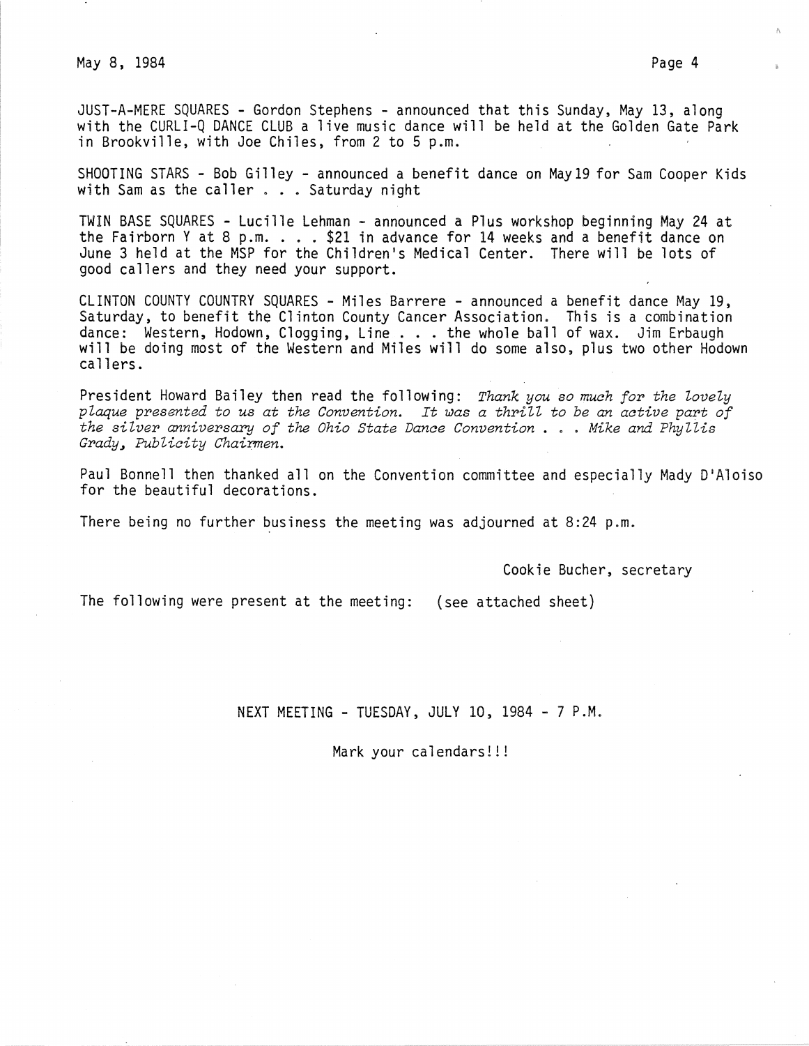JUST-A-MERE SQUARES - Gordon Stephens - announced that this Sunday, May 13, along with the CURLI-Q DANCE CLUB a live music dance will be held at the Golden Gate Park in Brookville, with Joe Chiles, from 2 to 5 p.m.

SHOOTING STARS - Bob Gilley - announced a benefit dance on May19 for Sam Cooper Kids with Sam as the caller . . . Saturday night

TWIN BASE SQUARES - Lucille Lehman - announced a Plus workshop beginning May 24 at the Fairborn Y at 8 p.m. . . . $21 in advance for 14 weeks and a benefit dance on June 3 held at the MSP for the Children's Medical Center. There will be lots of good callers and they need your support.

CLINTON COUNTY COUNTRY SQUARES - Miles Barrere - announced a benefit dance May 19, Saturday, to benefit the Clinton County Cancer Association. This is a combination dance: Western, Hodown, Clogging, Line . . . the whole ball of wax. Jim Erbaugh will be doing most of the Western and Miles will do some also, plus two other Hodown callers.

President Howard Bailey then read the following: *Thank you so much for the lovely plaque presented to us at the Convention. It was a thrill to be an active part of the silver anniversary of the Ohio State Dance Convention . . . Mike and Phyllis Grady, Publicity Chairmen.*

Paul Bonnell then thanked all on the Convention committee and especially Mady D'Aloiso for the beautiful decorations.

There being no further business the meeting was adjourned at 8:24 p.m.

Cookie Bucher, secretary

The following were present at the meeting: (see attached sheet)

NEXT MEETING - TUESDAY, JULY 10, 1984 - 7 P.M.

Mark your calendars!!!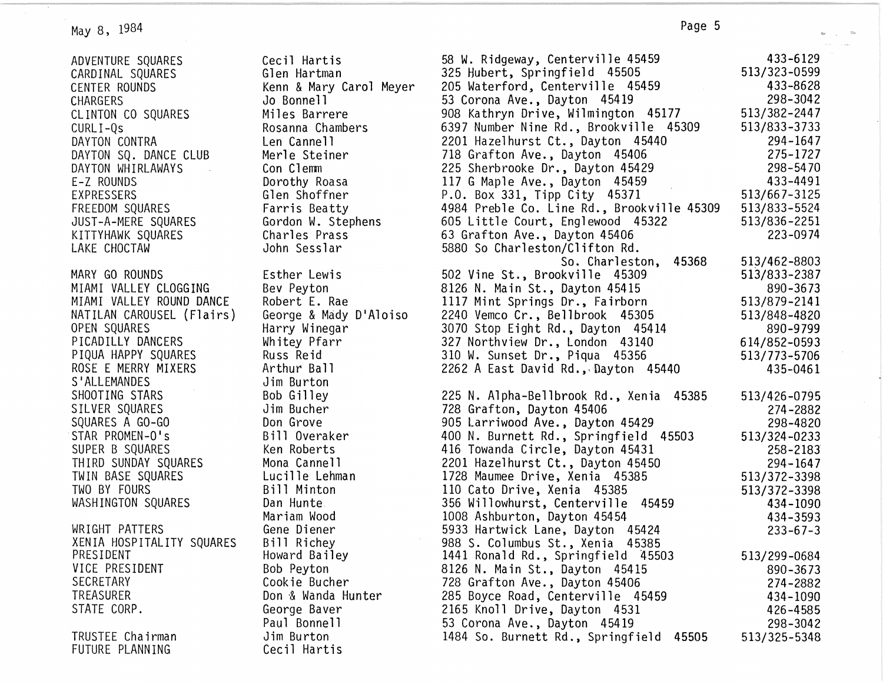May 8, 1984

| | | | |
|---|---|---|---|
| ADVENTURE SQUARES | Cecil Hartis | 58 W. Ridgeway, Centerville 45459 | 433-6129 |
| CARDINAL SQUARES | Glen Hartman | 325 Hubert, Springfield 45505 | 513/323-0599 |
| CENTER ROUNDS | Kenn & Mary Carol Meyer | 205 Waterford, Centerville 45459 | 433-8628 |
| CHARGERS | Jo Bonnell | 53 Corona Ave., Dayton 45419 | 298-3042 |
| CLINTON CO SQUARES | Miles Barrere | 908 Kathryn Drive, Wilmington 45177 | 513/382-2447 |
| CURLI-Qs | Rosanna Chambers | 6397 Number Nine Rd., Brookville 45309 | 513/833-3733 |
| DAYTON CONTRA | Len Cannell | 2201 Hazelhurst Ct., Dayton 45440 | 294-1647 |
| DAYTON SQ. DANCE CLUB | Merle Steiner | 718 Grafton Ave., Dayton 45406 | 275-1727 |
| DAYTON WHIRLAWAYS | Con Clemm | 225 Sherbrooke Dr., Dayton 45429 | 298-5470 |
| E-Z ROUNDS | Dorothy Roasa | 117 G Maple Ave., Dayton 45459 | 433-4491 |
| EXPRESSERS | Glen Shoffner | P.O. Box 331, Tipp City 45371 | 513/667-3125 |
| FREEDOM SQUARES | Farris Beatty | 4984 Preble Co. Line Rd., Brookville 45309 | 513/833-5524 |
| JUST-A-MERE SQUARES | Gordon W. Stephens | 605 Little Court, Englewood 45322 | 513/836-2251 |
| KITTYHAWK SQUARES | Charles Prass | 63 Grafton Ave., Dayton 45406 | 223-0974 |
| LAKE CHOCTAW | John Sesslar | 5880 So Charleston/Clifton Rd. So. Charleston, 45368 | 513/462-8803 |
| MARY GO ROUNDS | Esther Lewis | 502 Vine St., Brookville 45309 | 513/833-2387 |
| MIAMI VALLEY CLOGGING | Bev Peyton | 8126 N. Main St., Dayton 45415 | 890-3673 |
| MIAMI VALLEY ROUND DANCE | Robert E. Rae | 1117 Mint Springs Dr., Fairborn | 513/879-2141 |
| NATILAN CAROUSEL (Flairs) | George & Mädy D'Aloiso | 2240 Vemco Cr., Bellbrook 45305 | 513/848-4820 |
| OPEN SQUARES | Harry Winegar | 3070 Stop Eight Rd., Dayton 45414 | 890-9799 |
| PICADILLY DANCERS | Whitey Pfarr | 327 Northview Dr., London 43140 | 614/852-0593 |
| PIQUA HAPPY SQUARES | Russ Reid | 310 W. Sunset Dr., Piqua 45356 | 513/773-5706 |
| ROSE E MERRY MIXERS | Arthur Ball | 2262 A East David Rd., Dayton 45440 | 435-0461 |
| S'ALLEMANDES | Jim Burton | | |
| SHOOTING STARS | Bob Gilley | 225 N. Alpha-Bellbrook Rd., Xenia 45385 | 513/426-0795 |
| SILVER SQUARES | Jim Bucher | 728 Grafton, Dayton 45406 | 274-2882 |
| SQUARES A GO-GO | Don Grove | 905 Larriwood Ave., Dayton 45429 | 298-4820 |
| STAR PROMEN-O's | Bill Overaker | 400 N. Burnett Rd., Springfield 45503 | 513/324-0233 |
| SUPER B SQUARES | Ken Roberts | 416 Towanda Circle, Dayton 45431 | 258-2183 |
| THIRD SUNDAY SQUARES | Mona Cannell | 2201 Hazelhurst Ct., Dayton 45450 | 294-1647 |
| TWIN BASE SQUARES | Lucille Lehman | 1728 Maumee Drive, Xenia 45385 | 513/372-3398 |
| TWO BY FOURS | Bill Minton | 110 Cato Drive, Xenia 45385 | 513/372-3398 |
| WASHINGTON SQUARES | Dan Hunte | 356 Willowhurst, Centerville 45459 | 434-1090 |
| | Mariam Wood | 1008 Ashburton, Dayton 45454 | 434-3593 |
| WRIGHT PATTERS | Gene Diener | 5933 Hartwick Lane, Dayton 45424 | 233-67-3 |
| XENIA HOSPITALITY SQUARES | Bill Richey | 988 S. Columbus St., Xenia 45385 | |
| PRESIDENT | Howard Bailey | 1441 Ronald Rd., Springfield 45503 | 513/299-0684 |
| VICE PRESIDENT | Bob Peyton | 8126 N. Main St., Dayton 45415 | 890-3673 |
| SECRETARY | Cookie Bucher | 728 Grafton Ave., Dayton 45406 | 274-2882 |
| TREASURER | Don & Wanda Hunter | 285 Boyce Road, Centerville 45459 | 434-1090 |
| STATE CORP. | George Baver | 2165 Knoll Drive, Dayton 4531 | 426-4585 |
| | Paul Bonnell | 53 Corona Ave., Dayton 45419 | 298-3042 |
| TRUSTEE Chairman | Jim Burton | 1484 So. Burnett Rd., Springfield 45505 | 513/325-5348 |
| FUTURE PLANNING | Cecil Hartis | | |